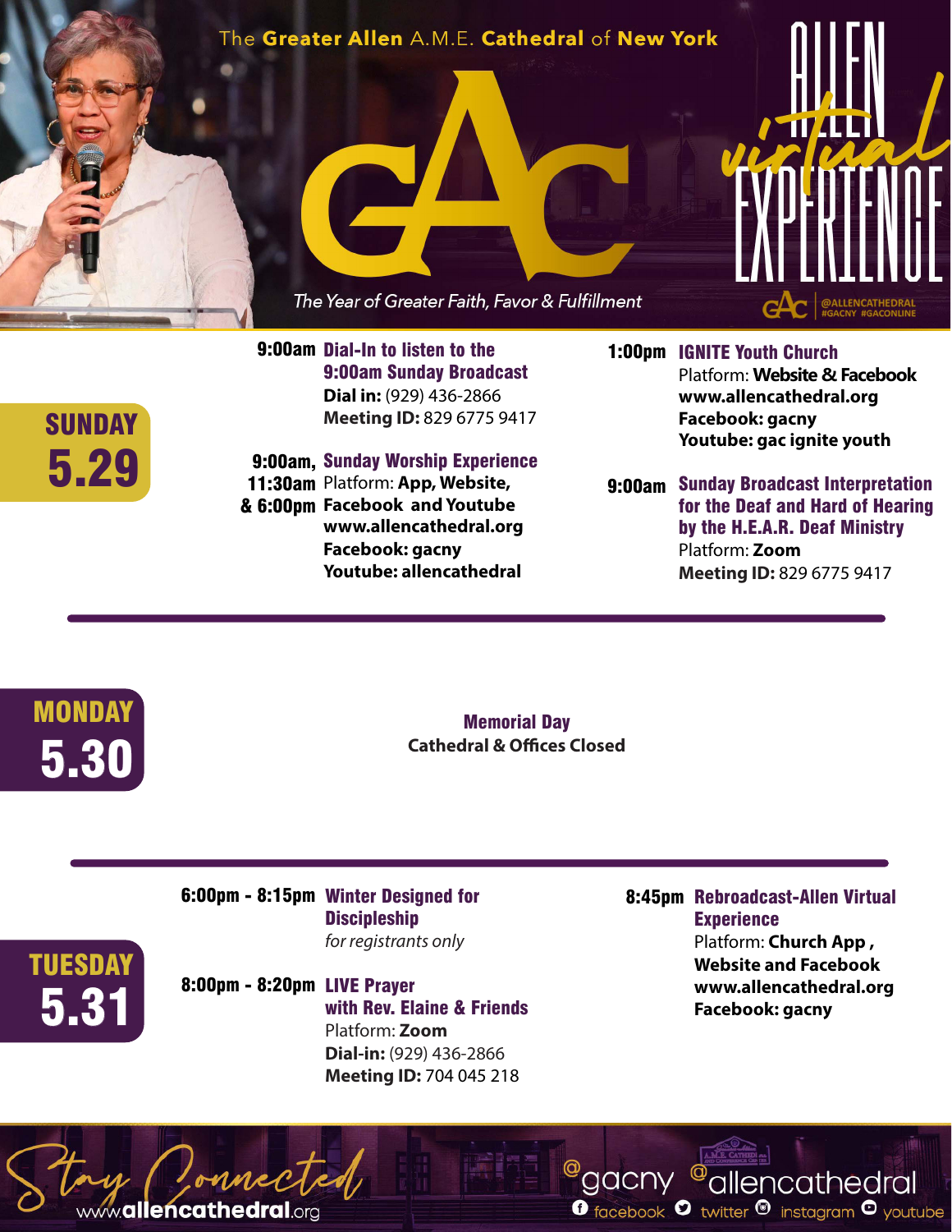The **Greater Allen** A.M.E. **Cathedral** of **New York**

# GAC

# ALLEN *virtual* EXPERIENCE

*The Year of Greater Faith, Favor & Fulfillment*

@ALLENCATHEDRAL #GACNY #GACONLINE

## SUNDAY 5.29

**9:00am** **Dial-In to listen to the 9:00am Sunday Broadcast**
**Dial in:** (929) 436-2866
**Meeting ID:** 829 6775 9417

**9:00am, 11:30am & 6:00pm** **Sunday Worship Experience**
Platform: **App, Website, Facebook and Youtube**
**www.allencathedral.org**
**Facebook: gacny**
**Youtube: allencathedral**

**1:00pm** **IGNITE Youth Church**
Platform: **Website & Facebook**
**www.allencathedral.org**
**Facebook: gacny**
**Youtube: gac ignite youth**

**9:00am** **Sunday Broadcast Interpretation for the Deaf and Hard of Hearing by the H.E.A.R. Deaf Ministry**
Platform: **Zoom**
**Meeting ID:** 829 6775 9417

## MONDAY 5.30

**Memorial Day**
**Cathedral & Offices Closed**

## TUESDAY 5.31

**6:00pm - 8:15pm** **Winter Designed for Discipleship**
*for registrants only*

**8:00pm - 8:20pm** **LIVE Prayer with Rev. Elaine & Friends**
Platform: **Zoom**
**Dial-in:** (929) 436-2866
**Meeting ID:** 704 045 218

**8:45pm** **Rebroadcast-Allen Virtual Experience**
Platform: **Church App , Website and Facebook**
**www.allencathedral.org**
**Facebook: gacny**

*Stay Connected*
www.**allencathedral**.org

@gacny @allencathedral
facebook twitter instagram youtube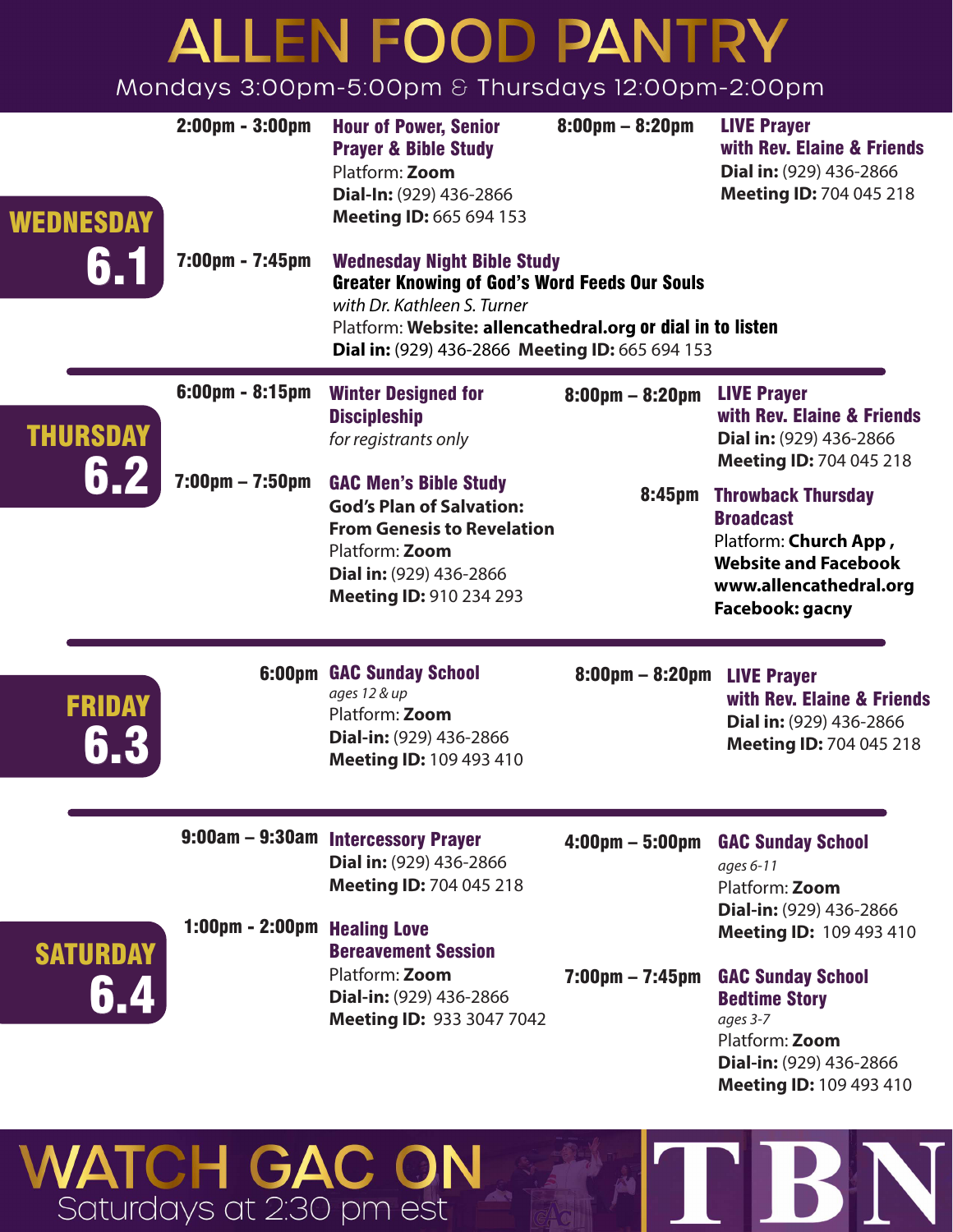# ALLEN FOOD PANTRY

Mondays 3:00pm-5:00pm & Thursdays 12:00pm-2:00pm

## WEDNESDAY 6.1

**2:00pm - 3:00pm** **Hour of Power, Senior Prayer & Bible Study**
Platform: **Zoom**
**Dial-In:** (929) 436-2866
**Meeting ID:** 665 694 153

**8:00pm – 8:20pm** **LIVE Prayer with Rev. Elaine & Friends**
**Dial in:** (929) 436-2866
**Meeting ID:** 704 045 218

**7:00pm - 7:45pm** **Wednesday Night Bible Study**
**Greater Knowing of God's Word Feeds Our Souls**
*with Dr. Kathleen S. Turner*
Platform: **Website: allencathedral.org or dial in to listen**
**Dial in:** (929) 436-2866 **Meeting ID:** 665 694 153

## THURSDAY 6.2

**6:00pm - 8:15pm** **Winter Designed for Discipleship**
*for registrants only*

**7:00pm – 7:50pm** **GAC Men's Bible Study**
**God's Plan of Salvation: From Genesis to Revelation**
Platform: **Zoom**
**Dial in:** (929) 436-2866
**Meeting ID:** 910 234 293

**8:00pm – 8:20pm** **LIVE Prayer with Rev. Elaine & Friends**
**Dial in:** (929) 436-2866
**Meeting ID:** 704 045 218

**8:45pm** **Throwback Thursday Broadcast**
Platform: **Church App , Website and Facebook**
**www.allencathedral.org**
**Facebook: gacny**

## FRIDAY 6.3

**6:00pm** **GAC Sunday School**
*ages 12 & up*
Platform: **Zoom**
**Dial-in:** (929) 436-2866
**Meeting ID:** 109 493 410

**8:00pm – 8:20pm** **LIVE Prayer with Rev. Elaine & Friends**
**Dial in:** (929) 436-2866
**Meeting ID:** 704 045 218

## SATURDAY 6.4

**9:00am – 9:30am** **Intercessory Prayer**
**Dial in:** (929) 436-2866
**Meeting ID:** 704 045 218

**1:00pm - 2:00pm** **Healing Love Bereavement Session**
Platform: **Zoom**
**Dial-in:** (929) 436-2866
**Meeting ID:** 933 3047 7042

**4:00pm – 5:00pm** **GAC Sunday School**
*ages 6-11*
Platform: **Zoom**
**Dial-in:** (929) 436-2866
**Meeting ID:** 109 493 410

**7:00pm – 7:45pm** **GAC Sunday School Bedtime Story**
*ages 3-7*
Platform: **Zoom**
**Dial-in:** (929) 436-2866
**Meeting ID:** 109 493 410

**WATCH GAC ON TBN**
Saturdays at 2:30 pm est